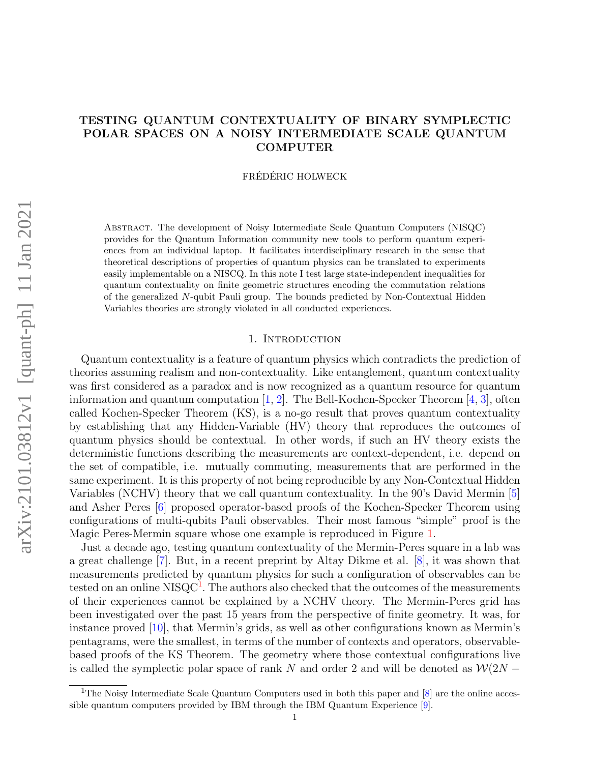# TESTING QUANTUM CONTEXTUALITY OF BINARY SYMPLECTIC POLAR SPACES ON A NOISY INTERMEDIATE SCALE QUANTUM COMPUTER

FRÉDÉRIC HOLWECK

Abstract. The development of Noisy Intermediate Scale Quantum Computers (NISQC) provides for the Quantum Information community new tools to perform quantum experiences from an individual laptop. It facilitates interdisciplinary research in the sense that theoretical descriptions of properties of quantum physics can be translated to experiments easily implementable on a NISCQ. In this note I test large state-independent inequalities for quantum contextuality on finite geometric structures encoding the commutation relations of the generalized $N$-qubit Pauli group. The bounds predicted by Non-Contextual Hidden Variables theories are strongly violated in all conducted experiences.

## 1. Introduction

Quantum contextuality is a feature of quantum physics which contradicts the prediction of theories assuming realism and non-contextuality. Like entanglement, quantum contextuality was first considered as a paradox and is now recognized as a quantum resource for quantum information and quantum computation [1, 2]. The Bell-Kochen-Specker Theorem [4, 3], often called Kochen-Specker Theorem (KS), is a no-go result that proves quantum contextuality by establishing that any Hidden-Variable (HV) theory that reproduces the outcomes of quantum physics should be contextual. In other words, if such an HV theory exists the deterministic functions describing the measurements are context-dependent, i.e. depend on the set of compatible, i.e. mutually commuting, measurements that are performed in the same experiment. It is this property of not being reproducible by any Non-Contextual Hidden Variables (NCHV) theory that we call quantum contextuality. In the 90's David Mermin [5] and Asher Peres [6] proposed operator-based proofs of the Kochen-Specker Theorem using configurations of multi-qubits Pauli observables. Their most famous "simple" proof is the Magic Peres-Mermin square whose one example is reproduced in Figure 1.

Just a decade ago, testing quantum contextuality of the Mermin-Peres square in a lab was a great challenge [7]. But, in a recent preprint by Altay Dikme et al. [8], it was shown that measurements predicted by quantum physics for such a configuration of observables can be tested on an online NISQC[1]. The authors also checked that the outcomes of the measurements of their experiences cannot be explained by a NCHV theory. The Mermin-Peres grid has been investigated over the past 15 years from the perspective of finite geometry. It was, for instance proved [10], that Mermin's grids, as well as other configurations known as Mermin's pentagrams, were the smallest, in terms of the number of contexts and operators, observable-based proofs of the KS Theorem. The geometry where those contextual configurations live is called the symplectic polar space of rank $N$ and order 2 and will be denoted as $\mathcal{W}(2N-$

[1]The Noisy Intermediate Scale Quantum Computers used in both this paper and [8] are the online accessible quantum computers provided by IBM through the IBM Quantum Experience [9].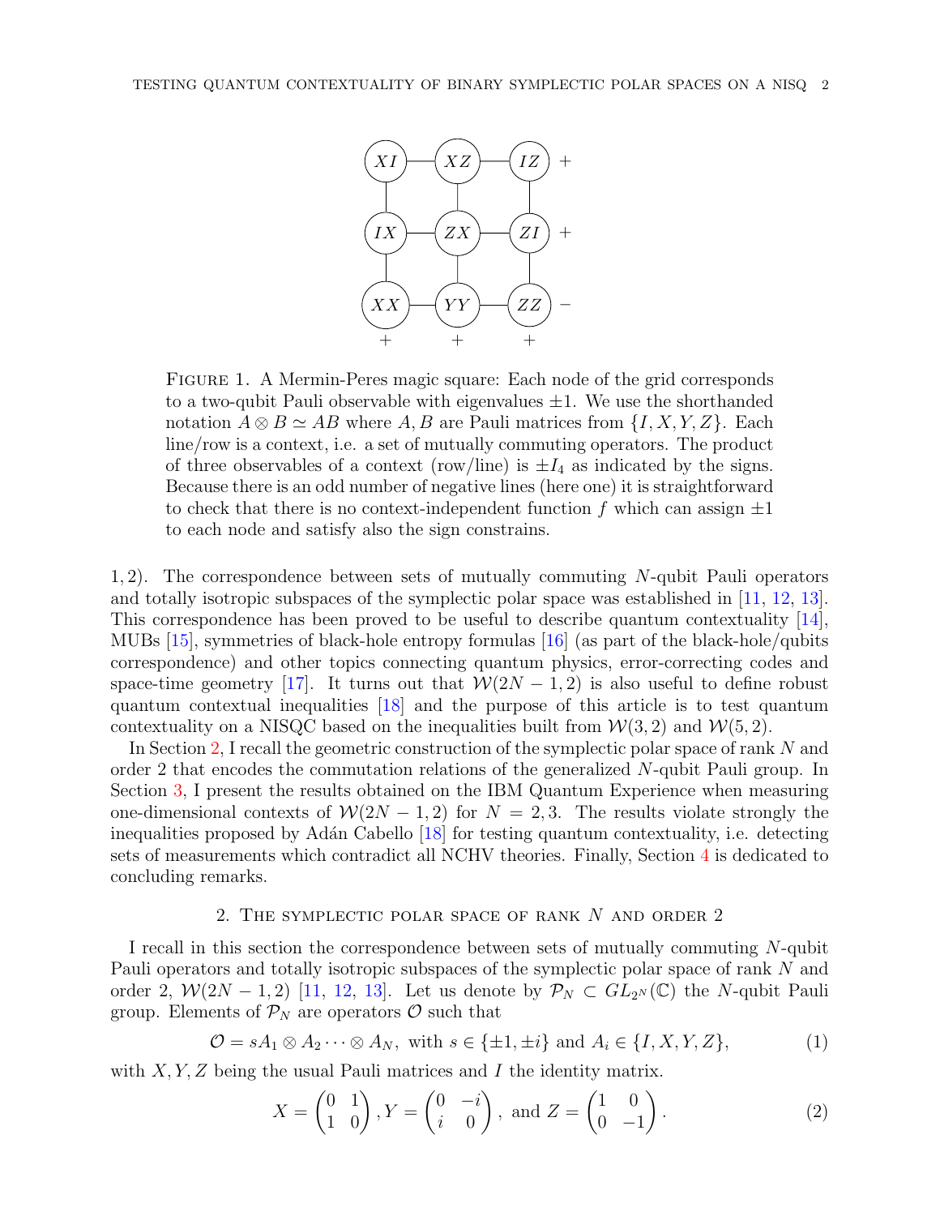| $XI$ | $XZ$ | $IZ$ | + |
|---|---|---|---|
| $IX$ | $ZX$ | $ZI$ | + |
| $XX$ | $YY$ | $ZZ$ | − |
| + | + | + | |

Figure 1. A Mermin-Peres magic square: Each node of the grid corresponds to a two-qubit Pauli observable with eigenvalues $\pm 1$. We use the shorthanded notation $A \otimes B \simeq AB$ where $A, B$ are Pauli matrices from $\{I, X, Y, Z\}$. Each line/row is a context, i.e. a set of mutually commuting operators. The product of three observables of a context (row/line) is $\pm I_4$ as indicated by the signs. Because there is an odd number of negative lines (here one) it is straightforward to check that there is no context-independent function $f$ which can assign $\pm 1$ to each node and satisfy also the sign constrains.

$1, 2)$. The correspondence between sets of mutually commuting $N$-qubit Pauli operators and totally isotropic subspaces of the symplectic polar space was established in [11, 12, 13]. This correspondence has been proved to be useful to describe quantum contextuality [14], MUBs [15], symmetries of black-hole entropy formulas [16] (as part of the black-hole/qubits correspondence) and other topics connecting quantum physics, error-correcting codes and space-time geometry [17]. It turns out that $\mathcal{W}(2N-1, 2)$ is also useful to define robust quantum contextual inequalities [18] and the purpose of this article is to test quantum contextuality on a NISQC based on the inequalities built from $\mathcal{W}(3, 2)$ and $\mathcal{W}(5, 2)$.

In Section 2, I recall the geometric construction of the symplectic polar space of rank $N$ and order 2 that encodes the commutation relations of the generalized $N$-qubit Pauli group. In Section 3, I present the results obtained on the IBM Quantum Experience when measuring one-dimensional contexts of $\mathcal{W}(2N-1, 2)$ for $N = 2, 3$. The results violate strongly the inequalities proposed by Adán Cabello [18] for testing quantum contextuality, i.e. detecting sets of measurements which contradict all NCHV theories. Finally, Section 4 is dedicated to concluding remarks.

## 2. The symplectic polar space of rank $N$ and order 2

I recall in this section the correspondence between sets of mutually commuting $N$-qubit Pauli operators and totally isotropic subspaces of the symplectic polar space of rank $N$ and order 2, $\mathcal{W}(2N-1, 2)$ [11, 12, 13]. Let us denote by $\mathcal{P}_N \subset GL_{2^N}(\mathbb{C})$ the $N$-qubit Pauli group. Elements of $\mathcal{P}_N$ are operators $\mathcal{O}$ such that

$$\mathcal{O} = sA_1 \otimes A_2 \cdots \otimes A_N, \text{ with } s \in \{\pm 1, \pm i\} \text{ and } A_i \in \{I, X, Y, Z\}, \tag{1}$$

with $X, Y, Z$ being the usual Pauli matrices and $I$ the identity matrix.

$$X = \begin{pmatrix} 0 & 1 \\ 1 & 0 \end{pmatrix}, Y = \begin{pmatrix} 0 & -i \\ i & 0 \end{pmatrix}, \text{ and } Z = \begin{pmatrix} 1 & 0 \\ 0 & -1 \end{pmatrix}. \tag{2}$$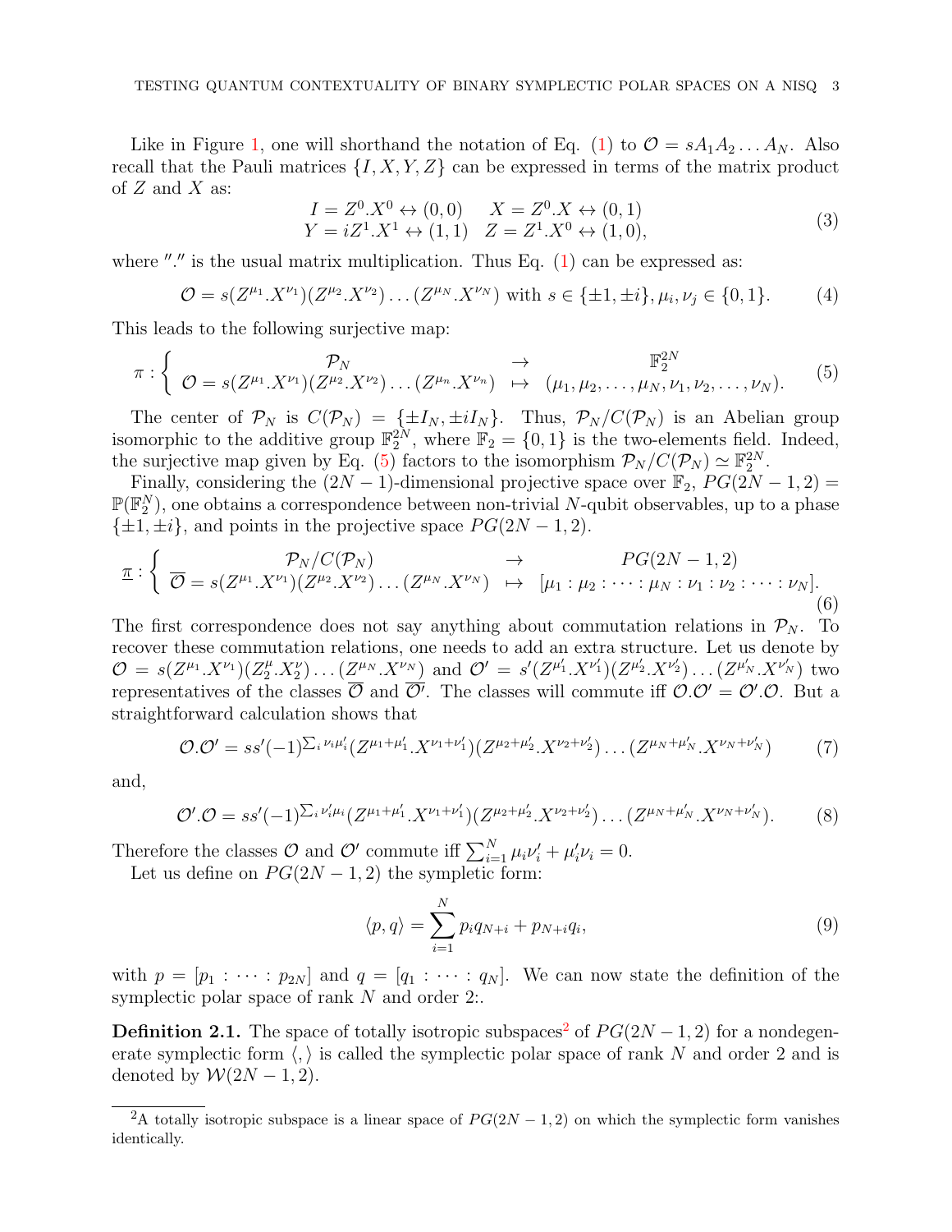Like in Figure 1, one will shorthand the notation of Eq. (1) to $\mathcal{O} = sA_1A_2\dots A_N$. Also recall that the Pauli matrices $\{I, X, Y, Z\}$ can be expressed in terms of the matrix product of $Z$ and $X$ as:

$$
\begin{array}{ll}
I = Z^0.X^0 \leftrightarrow (0,0) & X = Z^0.X \leftrightarrow (0,1) \\
Y = iZ^1.X^1 \leftrightarrow (1,1) & Z = Z^1.X^0 \leftrightarrow (1,0),
\end{array}
\tag{3}
$$

where "." is the usual matrix multiplication. Thus Eq. (1) can be expressed as:

$$
\mathcal{O} = s(Z^{\mu_1}.X^{\nu_1})(Z^{\mu_2}.X^{\nu_2})\dots(Z^{\mu_N}.X^{\nu_N}) \text{ with } s \in \{\pm 1, \pm i\}, \mu_i, \nu_j \in \{0,1\}. \tag{4}
$$

This leads to the following surjective map:

$$
\pi : \left\{ \begin{array}{ccc} \mathcal{P}_N & \to & \mathbb{F}_2^{2N} \\ \mathcal{O} = s(Z^{\mu_1}.X^{\nu_1})(Z^{\mu_2}.X^{\nu_2})\dots(Z^{\mu_n}.X^{\nu_n}) & \mapsto & (\mu_1, \mu_2, \dots, \mu_N, \nu_1, \nu_2, \dots, \nu_N). \end{array} \right. \tag{5}
$$

The center of $\mathcal{P}_N$ is $C(\mathcal{P}_N) = \{\pm I_N, \pm i I_N\}$. Thus, $\mathcal{P}_N / C(\mathcal{P}_N)$ is an Abelian group isomorphic to the additive group $\mathbb{F}_2^{2N}$, where $\mathbb{F}_2 = \{0,1\}$ is the two-elements field. Indeed, the surjective map given by Eq. (5) factors to the isomorphism $\mathcal{P}_N / C(\mathcal{P}_N) \simeq \mathbb{F}_2^{2N}$.

Finally, considering the $(2N-1)$-dimensional projective space over $\mathbb{F}_2$, $PG(2N-1,2) = \mathbb{P}(\mathbb{F}_2^N)$, one obtains a correspondence between non-trivial $N$-qubit observables, up to a phase $\{\pm 1, \pm i\}$, and points in the projective space $PG(2N-1,2)$.

$$
\underline{\pi} : \left\{ \begin{array}{ccc} \mathcal{P}_N / C(\mathcal{P}_N) & \to & PG(2N-1,2) \\ \overline{\mathcal{O}} = s(Z^{\mu_1}.X^{\nu_1})(Z^{\mu_2}.X^{\nu_2})\dots(Z^{\mu_N}.X^{\nu_N}) & \mapsto & [\mu_1 : \mu_2 : \dots : \mu_N : \nu_1 : \nu_2 : \dots : \nu_N]. \end{array} \right. \tag{6}
$$

The first correspondence does not say anything about commutation relations in $\mathcal{P}_N$. To recover these commutation relations, one needs to add an extra structure. Let us denote by $\mathcal{O} = s(Z^{\mu_1}.X^{\nu_1})(Z_2^{\mu}.X_2^{\nu})\dots(Z^{\mu_N}.X^{\nu_N})$ and $\mathcal{O}' = s'(Z^{\mu_1'}.X^{\nu_1'})(Z^{\mu_2'}.X^{\nu_2'})\dots(Z^{\mu_N'}.X^{\nu_N'})$ two representatives of the classes $\overline{\mathcal{O}}$ and $\overline{\mathcal{O}'}$. The classes will commute iff $\mathcal{O}.\mathcal{O}' = \mathcal{O}'.\mathcal{O}$. But a straightforward calculation shows that

$$
\mathcal{O}.\mathcal{O}' = ss'(-1)^{\sum_i \nu_i \mu_i'}(Z^{\mu_1+\mu_1'}.X^{\nu_1+\nu_1'})(Z^{\mu_2+\mu_2'}.X^{\nu_2+\nu_2'})\dots(Z^{\mu_N+\mu_N'}.X^{\nu_N+\nu_N'}) \tag{7}
$$

and,

$$
\mathcal{O}'.\mathcal{O} = ss'(-1)^{\sum_i \nu_i' \mu_i}(Z^{\mu_1+\mu_1'}.X^{\nu_1+\nu_1'})(Z^{\mu_2+\mu_2'}.X^{\nu_2+\nu_2'})\dots(Z^{\mu_N+\mu_N'}.X^{\nu_N+\nu_N'}). \tag{8}
$$

Therefore the classes $\mathcal{O}$ and $\mathcal{O}'$ commute iff $\sum_{i=1}^N \mu_i \nu_i' + \mu_i' \nu_i = 0$.

Let us define on $PG(2N-1,2)$ the sympletic form:

$$
\langle p, q \rangle = \sum_{i=1}^N p_i q_{N+i} + p_{N+i} q_i, \tag{9}
$$

with $p = [p_1 : \dots : p_{2N}]$ and $q = [q_1 : \dots : q_N]$. We can now state the definition of the symplectic polar space of rank $N$ and order 2:.

**Definition 2.1.** The space of totally isotropic subspaces[2] of $PG(2N-1,2)$ for a nondegenerate symplectic form $\langle , \rangle$ is called the symplectic polar space of rank $N$ and order 2 and is denoted by $\mathcal{W}(2N-1,2)$.

[2] A totally isotropic subspace is a linear space of $PG(2N-1,2)$ on which the symplectic form vanishes identically.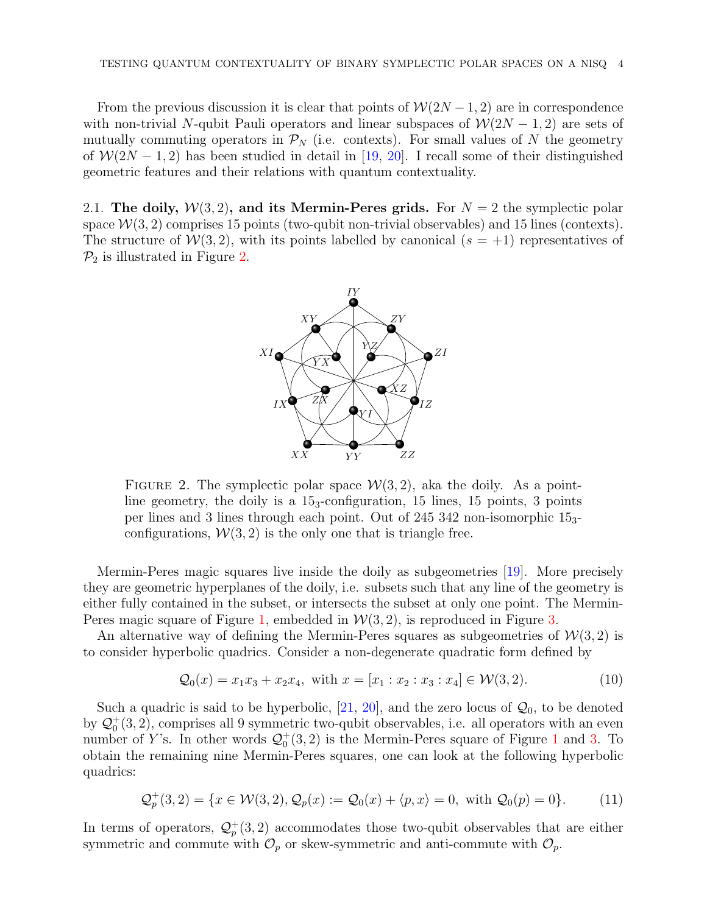From the previous discussion it is clear that points of $\mathcal{W}(2N-1,2)$ are in correspondence with non-trivial $N$-qubit Pauli operators and linear subspaces of $\mathcal{W}(2N-1,2)$ are sets of mutually commuting operators in $\mathcal{P}_N$ (i.e. contexts). For small values of $N$ the geometry of $\mathcal{W}(2N-1,2)$ has been studied in detail in [19, 20]. I recall some of their distinguished geometric features and their relations with quantum contextuality.

### 2.1. The doily, $\mathcal{W}(3,2)$, and its Mermin-Peres grids.

For $N=2$ the symplectic polar space $\mathcal{W}(3,2)$ comprises 15 points (two-qubit non-trivial observables) and 15 lines (contexts). The structure of $\mathcal{W}(3,2)$, with its points labelled by canonical ($s=+1$) representatives of $\mathcal{P}_2$ is illustrated in Figure 2.

Figure 2. The symplectic polar space $\mathcal{W}(3,2)$, aka the doily. As a point-line geometry, the doily is a $15_3$-configuration, 15 lines, 15 points, 3 points per lines and 3 lines through each point. Out of 245 342 non-isomorphic $15_3$-configurations, $\mathcal{W}(3,2)$ is the only one that is triangle free.

Mermin-Peres magic squares live inside the doily as subgeometries [19]. More precisely they are geometric hyperplanes of the doily, i.e. subsets such that any line of the geometry is either fully contained in the subset, or intersects the subset at only one point. The Mermin-Peres magic square of Figure 1, embedded in $\mathcal{W}(3,2)$, is reproduced in Figure 3.

An alternative way of defining the Mermin-Peres squares as subgeometries of $\mathcal{W}(3,2)$ is to consider hyperbolic quadrics. Consider a non-degenerate quadratic form defined by

$$\mathcal{Q}_0(x) = x_1x_3 + x_2x_4, \text{ with } x = [x_1 : x_2 : x_3 : x_4] \in \mathcal{W}(3,2). \tag{10}$$

Such a quadric is said to be hyperbolic, [21, 20], and the zero locus of $\mathcal{Q}_0$, to be denoted by $\mathcal{Q}_0^+(3,2)$, comprises all 9 symmetric two-qubit observables, i.e. all operators with an even number of $Y$'s. In other words $\mathcal{Q}_0^+(3,2)$ is the Mermin-Peres square of Figure 1 and 3. To obtain the remaining nine Mermin-Peres squares, one can look at the following hyperbolic quadrics:

$$\mathcal{Q}_p^+(3,2) = \{x \in \mathcal{W}(3,2), \mathcal{Q}_p(x) := \mathcal{Q}_0(x) + \langle p, x\rangle = 0, \text{ with } \mathcal{Q}_0(p) = 0\}. \tag{11}$$

In terms of operators, $\mathcal{Q}_p^+(3,2)$ accommodates those two-qubit observables that are either symmetric and commute with $\mathcal{O}_p$ or skew-symmetric and anti-commute with $\mathcal{O}_p$.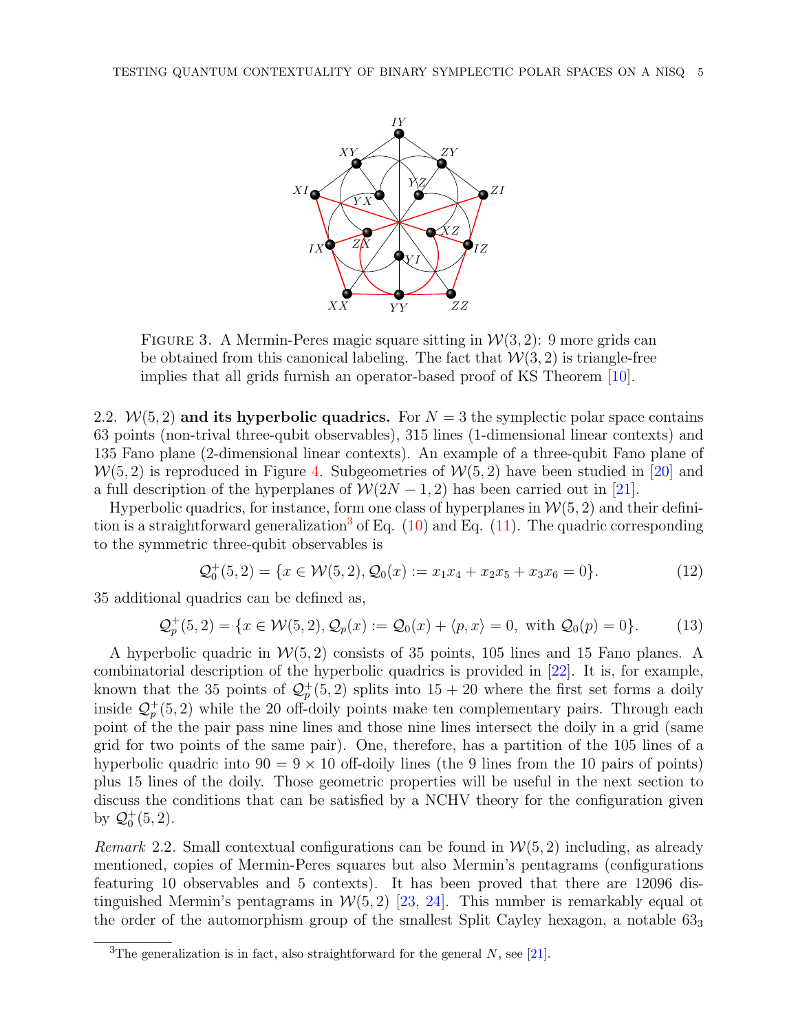FIGURE 3. A Mermin-Peres magic square sitting in $\mathcal{W}(3,2)$: 9 more grids can be obtained from this canonical labeling. The fact that $\mathcal{W}(3,2)$ is triangle-free implies that all grids furnish an operator-based proof of KS Theorem [10].

2.2. $\mathcal{W}(5,2)$ **and its hyperbolic quadrics.** For $N=3$ the symplectic polar space contains 63 points (non-trival three-qubit observables), 315 lines (1-dimensional linear contexts) and 135 Fano plane (2-dimensional linear contexts). An example of a three-qubit Fano plane of $\mathcal{W}(5,2)$ is reproduced in Figure 4. Subgeometries of $\mathcal{W}(5,2)$ have been studied in [20] and a full description of the hyperplanes of $\mathcal{W}(2N-1,2)$ has been carried out in [21].

Hyperbolic quadrics, for instance, form one class of hyperplanes in $\mathcal{W}(5,2)$ and their definition is a straightforward generalization[3] of Eq. (10) and Eq. (11). The quadric corresponding to the symmetric three-qubit observables is

$$\mathcal{Q}_0^+(5,2)=\{x\in\mathcal{W}(5,2),\mathcal{Q}_0(x):=x_1x_4+x_2x_5+x_3x_6=0\}. \tag{12}$$

35 additional quadrics can be defined as,

$$\mathcal{Q}_p^+(5,2)=\{x\in\mathcal{W}(5,2),\mathcal{Q}_p(x):=\mathcal{Q}_0(x)+\langle p,x\rangle=0,\ \text{with}\ \mathcal{Q}_0(p)=0\}. \tag{13}$$

A hyperbolic quadric in $\mathcal{W}(5,2)$ consists of 35 points, 105 lines and 15 Fano planes. A combinatorial description of the hyperbolic quadrics is provided in [22]. It is, for example, known that the 35 points of $\mathcal{Q}_p^+(5,2)$ splits into $15+20$ where the first set forms a doily inside $\mathcal{Q}_p^+(5,2)$ while the 20 off-doily points make ten complementary pairs. Through each point of the the pair pass nine lines and those nine lines intersect the doily in a grid (same grid for two points of the same pair). One, therefore, has a partition of the 105 lines of a hyperbolic quadric into $90=9\times 10$ off-doily lines (the 9 lines from the 10 pairs of points) plus 15 lines of the doily. Those geometric properties will be useful in the next section to discuss the conditions that can be satisfied by a NCHV theory for the configuration given by $\mathcal{Q}_0^+(5,2)$.

*Remark* 2.2. Small contextual configurations can be found in $\mathcal{W}(5,2)$ including, as already mentioned, copies of Mermin-Peres squares but also Mermin's pentagrams (configurations featuring 10 observables and 5 contexts). It has been proved that there are 12096 distinguished Mermin's pentagrams in $\mathcal{W}(5,2)$ [23, 24]. This number is remarkably equal ot the order of the automorphism group of the smallest Split Cayley hexagon, a notable $63_3$

[3] The generalization is in fact, also straightforward for the general $N$, see [21].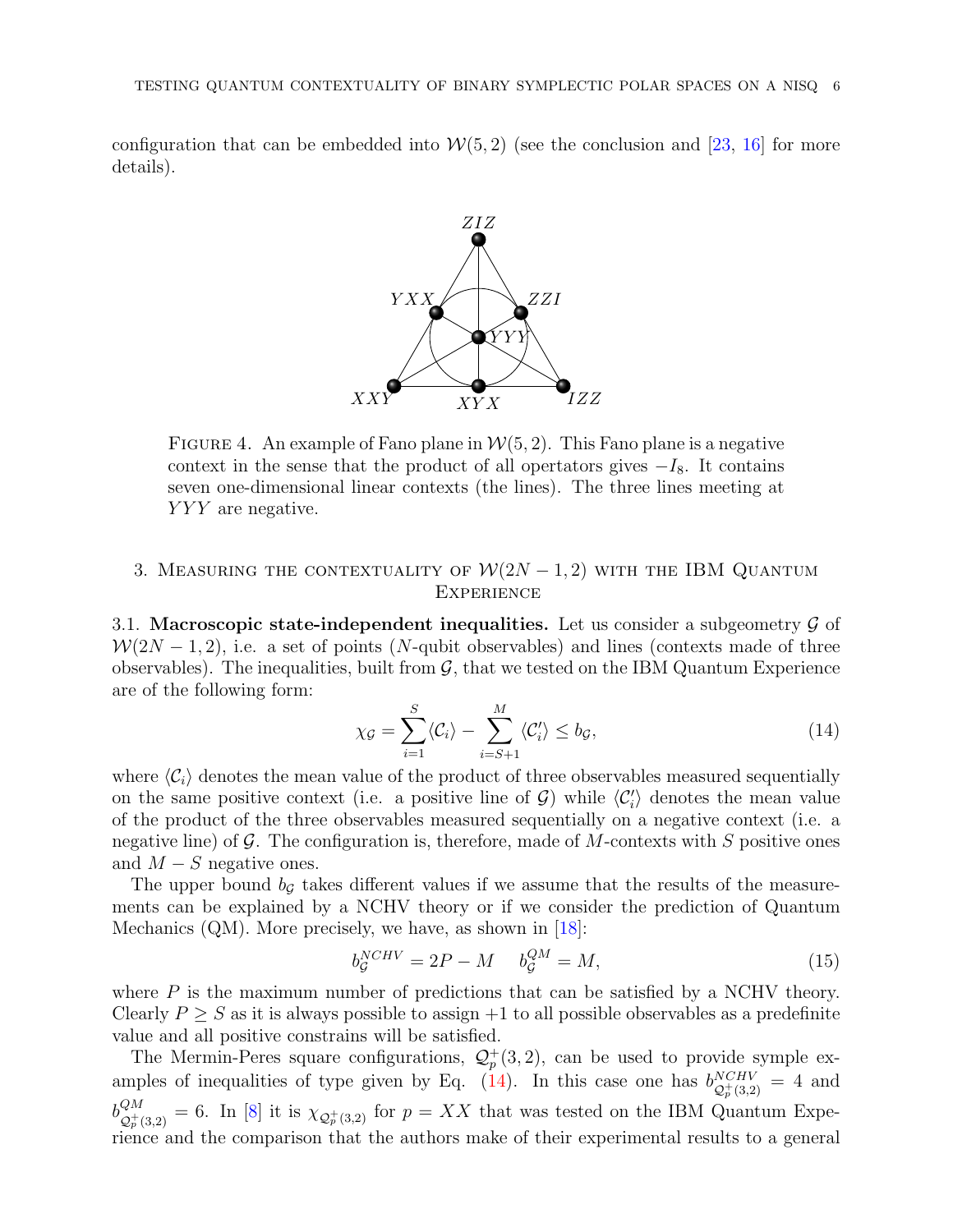configuration that can be embedded into $\mathcal{W}(5,2)$ (see the conclusion and [23, 16] for more details).

FIGURE 4. An example of Fano plane in $\mathcal{W}(5,2)$. This Fano plane is a negative context in the sense that the product of all opertators gives $-I_8$. It contains seven one-dimensional linear contexts (the lines). The three lines meeting at $YYY$ are negative.

## 3. Measuring the contextuality of $\mathcal{W}(2N-1,2)$ with the IBM Quantum Experience

**3.1. Macroscopic state-independent inequalities.** Let us consider a subgeometry $\mathcal{G}$ of $\mathcal{W}(2N-1,2)$, i.e. a set of points ($N$-qubit observables) and lines (contexts made of three observables). The inequalities, built from $\mathcal{G}$, that we tested on the IBM Quantum Experience are of the following form:

$$\chi_{\mathcal{G}} = \sum_{i=1}^{S} \langle \mathcal{C}_i \rangle - \sum_{i=S+1}^{M} \langle \mathcal{C}'_i \rangle \leq b_{\mathcal{G}}, \tag{14}$$

where $\langle \mathcal{C}_i \rangle$ denotes the mean value of the product of three observables measured sequentially on the same positive context (i.e. a positive line of $\mathcal{G}$) while $\langle \mathcal{C}'_i \rangle$ denotes the mean value of the product of the three observables measured sequentially on a negative context (i.e. a negative line) of $\mathcal{G}$. The configuration is, therefore, made of $M$-contexts with $S$ positive ones and $M-S$ negative ones.

The upper bound $b_{\mathcal{G}}$ takes different values if we assume that the results of the measurements can be explained by a NCHV theory or if we consider the prediction of Quantum Mechanics (QM). More precisely, we have, as shown in [18]:

$$b_{\mathcal{G}}^{NCHV} = 2P - M \quad \quad b_{\mathcal{G}}^{QM} = M, \tag{15}$$

where $P$ is the maximum number of predictions that can be satisfied by a NCHV theory. Clearly $P \geq S$ as it is always possible to assign $+1$ to all possible observables as a predefinite value and all positive constrains will be satisfied.

The Mermin-Peres square configurations, $\mathcal{Q}_p^+(3,2)$, can be used to provide symple examples of inequalities of type given by Eq. (14). In this case one has $b_{\mathcal{Q}_p^+(3,2)}^{NCHV} = 4$ and $b_{\mathcal{Q}_p^+(3,2)}^{QM} = 6$. In [8] it is $\chi_{\mathcal{Q}_p^+(3,2)}$ for $p = XX$ that was tested on the IBM Quantum Experience and the comparison that the authors make of their experimental results to a general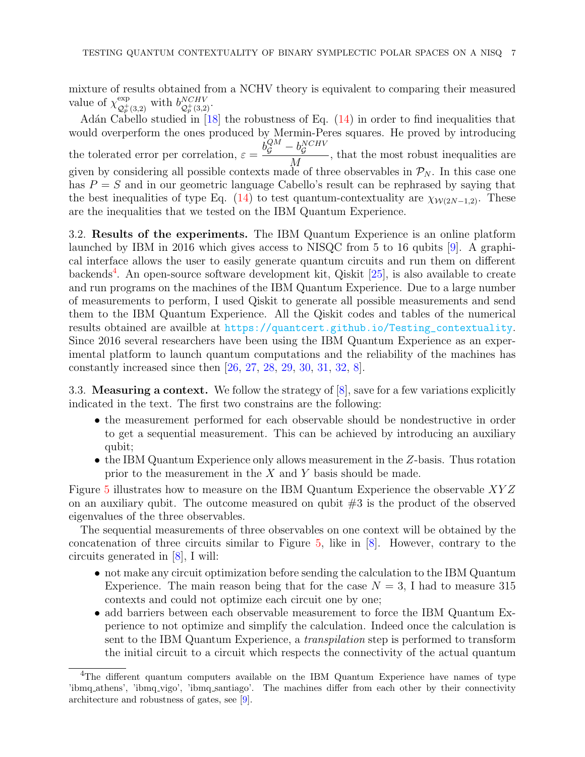mixture of results obtained from a NCHV theory is equivalent to comparing their measured value of $\chi^{\exp}_{\mathcal{Q}^+_p(3,2)}$ with $b^{NCHV}_{\mathcal{Q}^+_p(3,2)}$.

Adán Cabello studied in [18] the robustness of Eq. (14) in order to find inequalities that would overperform the ones produced by Mermin-Peres squares. He proved by introducing the tolerated error per correlation, $\varepsilon = \dfrac{b^{QM}_{\mathcal{G}} - b^{NCHV}_{\mathcal{G}}}{M}$, that the most robust inequalities are given by considering all possible contexts made of three observables in $\mathcal{P}_N$. In this case one has $P = S$ and in our geometric language Cabello's result can be rephrased by saying that the best inequalities of type Eq. (14) to test quantum-contextuality are $\chi_{\mathcal{W}(2N-1,2)}$. These are the inequalities that we tested on the IBM Quantum Experience.

3.2. **Results of the experiments.** The IBM Quantum Experience is an online platform launched by IBM in 2016 which gives access to NISQC from 5 to 16 qubits [9]. A graphical interface allows the user to easily generate quantum circuits and run them on different backends[4]. An open-source software development kit, Qiskit [25], is also available to create and run programs on the machines of the IBM Quantum Experience. Due to a large number of measurements to perform, I used Qiskit to generate all possible measurements and send them to the IBM Quantum Experience. All the Qiskit codes and tables of the numerical results obtained are availble at https://quantcert.github.io/Testing_contextuality. Since 2016 several researchers have been using the IBM Quantum Experience as an experimental platform to launch quantum computations and the reliability of the machines has constantly increased since then [26, 27, 28, 29, 30, 31, 32, 8].

3.3. **Measuring a context.** We follow the strategy of [8], save for a few variations explicitly indicated in the text. The first two constrains are the following:

- the measurement performed for each observable should be nondestructive in order to get a sequential measurement. This can be achieved by introducing an auxiliary qubit;
- the IBM Quantum Experience only allows measurement in the $Z$-basis. Thus rotation prior to the measurement in the $X$ and $Y$ basis should be made.

Figure 5 illustrates how to measure on the IBM Quantum Experience the observable $XYZ$ on an auxiliary qubit. The outcome measured on qubit #3 is the product of the observed eigenvalues of the three observables.

The sequential measurements of three observables on one context will be obtained by the concatenation of three circuits similar to Figure 5, like in [8]. However, contrary to the circuits generated in [8], I will:

- not make any circuit optimization before sending the calculation to the IBM Quantum Experience. The main reason being that for the case $N = 3$, I had to measure 315 contexts and could not optimize each circuit one by one;
- add barriers between each observable measurement to force the IBM Quantum Experience to not optimize and simplify the calculation. Indeed once the calculation is sent to the IBM Quantum Experience, a *transpilation* step is performed to transform the initial circuit to a circuit which respects the connectivity of the actual quantum

[4] The different quantum computers available on the IBM Quantum Experience have names of type 'ibmq_athens', 'ibmq_vigo', 'ibmq_santiago'. The machines differ from each other by their connectivity architecture and robustness of gates, see [9].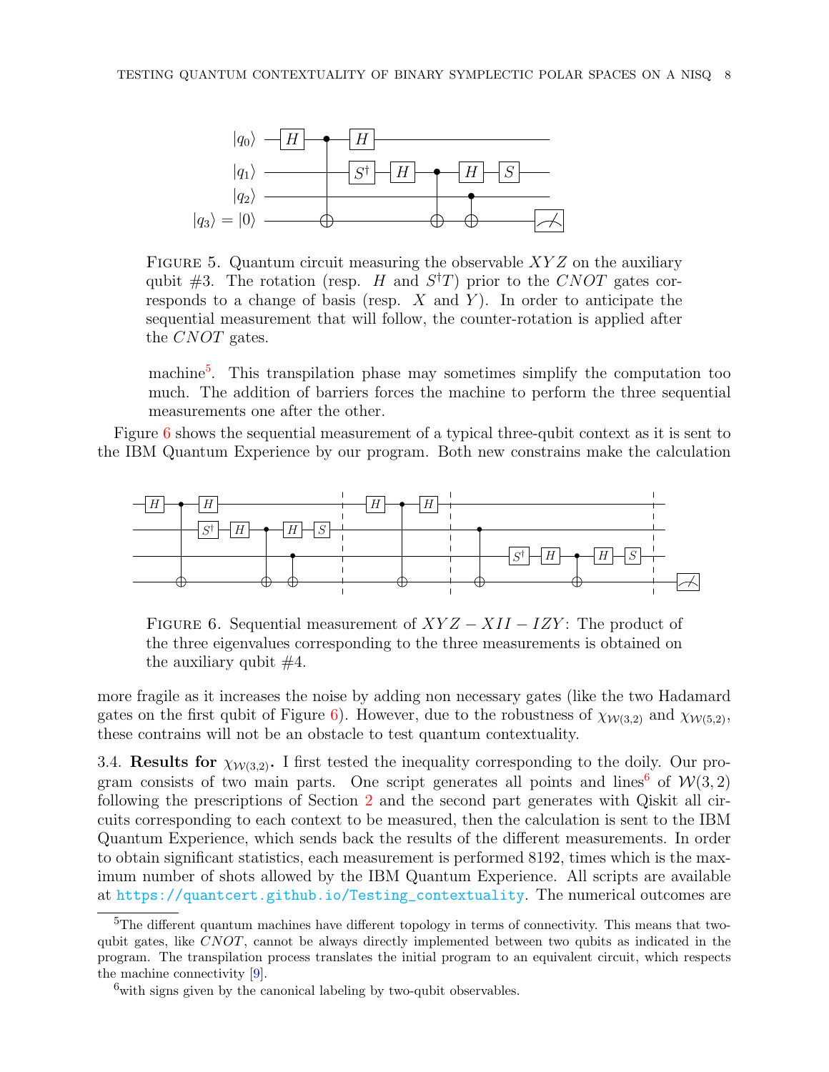FIGURE 5. Quantum circuit measuring the observable $XYZ$ on the auxiliary qubit #3. The rotation (resp. $H$ and $S^\dagger T$) prior to the $CNOT$ gates corresponds to a change of basis (resp. $X$ and $Y$). In order to anticipate the sequential measurement that will follow, the counter-rotation is applied after the $CNOT$ gates.

machine[5]. This transpilation phase may sometimes simplify the computation too much. The addition of barriers forces the machine to perform the three sequential measurements one after the other.

Figure 6 shows the sequential measurement of a typical three-qubit context as it is sent to the IBM Quantum Experience by our program. Both new constrains make the calculation more fragile as it increases the noise by adding non necessary gates (like the two Hadamard gates on the first qubit of Figure 6). However, due to the robustness of $\chi_{\mathcal{W}(3,2)}$ and $\chi_{\mathcal{W}(5,2)}$, these contrains will not be an obstacle to test quantum contextuality.

FIGURE 6. Sequential measurement of $XYZ - XII - IZY$: The product of the three eigenvalues corresponding to the three measurements is obtained on the auxiliary qubit #4.

3.4. **Results for** $\chi_{\mathcal{W}(3,2)}$. I first tested the inequality corresponding to the doily. Our program consists of two main parts. One script generates all points and lines[6] of $\mathcal{W}(3,2)$ following the prescriptions of Section 2 and the second part generates with Qiskit all circuits corresponding to each context to be measured, then the calculation is sent to the IBM Quantum Experience, which sends back the results of the different measurements. In order to obtain significant statistics, each measurement is performed 8192, times which is the maximum number of shots allowed by the IBM Quantum Experience. All scripts are available at https://quantcert.github.io/Testing_contextuality. The numerical outcomes are

[5]The different quantum machines have different topology in terms of connectivity. This means that two-qubit gates, like $CNOT$, cannot be always directly implemented between two qubits as indicated in the program. The transpilation process translates the initial program to an equivalent circuit, which respects the machine connectivity [9].

[6]with signs given by the canonical labeling by two-qubit observables.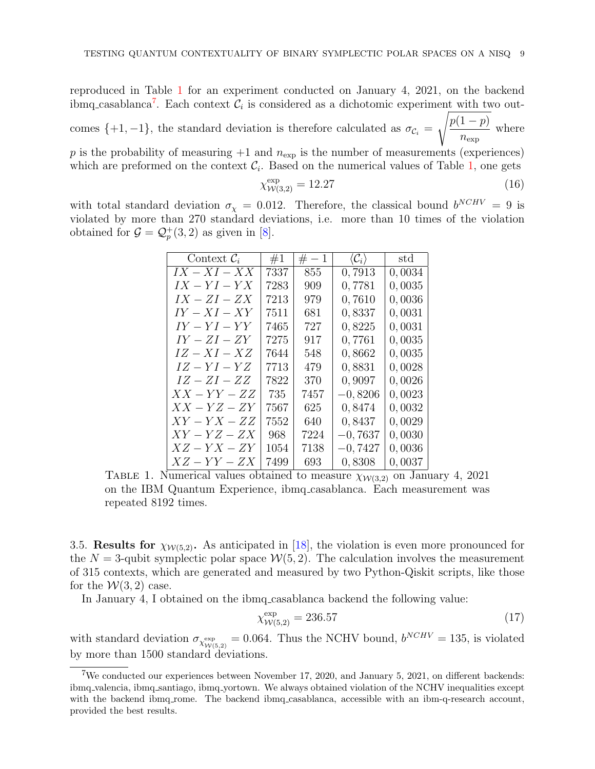reproduced in Table 1 for an experiment conducted on January 4, 2021, on the backend ibmq_casablanca[7]. Each context $\mathcal{C}_i$ is considered as a dichotomic experiment with two outcomes $\{+1, -1\}$, the standard deviation is therefore calculated as $\sigma_{\mathcal{C}_i} = \sqrt{\frac{p(1-p)}{n_{\text{exp}}}}$ where $p$ is the probability of measuring $+1$ and $n_{\text{exp}}$ is the number of measurements (experiences) which are preformed on the context $\mathcal{C}_i$. Based on the numerical values of Table 1, one gets

$$\chi^{\text{exp}}_{\mathcal{W}(3,2)} = 12.27 \tag{16}$$

with total standard deviation $\sigma_\chi = 0.012$. Therefore, the classical bound $b^{NCHV} = 9$ is violated by more than 270 standard deviations, i.e. more than 10 times of the violation obtained for $\mathcal{G} = \mathcal{Q}^+_p(3,2)$ as given in [8].

| Context $\mathcal{C}_i$ | $\#1$ | $\#-1$ | $\langle \mathcal{C}_i \rangle$ | std |
|---|---|---|---|---|
| $IX - XI - XX$ | 7337 | 855 | 0,7913 | 0,0034 |
| $IX - YI - YX$ | 7283 | 909 | 0,7781 | 0,0035 |
| $IX - ZI - ZX$ | 7213 | 979 | 0,7610 | 0,0036 |
| $IY - XI - XY$ | 7511 | 681 | 0,8337 | 0,0031 |
| $IY - YI - YY$ | 7465 | 727 | 0,8225 | 0,0031 |
| $IY - ZI - ZY$ | 7275 | 917 | 0,7761 | 0,0035 |
| $IZ - XI - XZ$ | 7644 | 548 | 0,8662 | 0,0035 |
| $IZ - YI - YZ$ | 7713 | 479 | 0,8831 | 0,0028 |
| $IZ - ZI - ZZ$ | 7822 | 370 | 0,9097 | 0,0026 |
| $XX - YY - ZZ$ | 735 | 7457 | $-0,8206$ | 0,0023 |
| $XX - YZ - ZY$ | 7567 | 625 | 0,8474 | 0,0032 |
| $XY - YX - ZZ$ | 7552 | 640 | 0,8437 | 0,0029 |
| $XY - YZ - ZX$ | 968 | 7224 | $-0,7637$ | 0,0030 |
| $XZ - YX - ZY$ | 1054 | 7138 | $-0,7427$ | 0,0036 |
| $XZ - YY - ZX$ | 7499 | 693 | 0,8308 | 0,0037 |

Table 1. Numerical values obtained to measure $\chi_{\mathcal{W}(3,2)}$ on January 4, 2021 on the IBM Quantum Experience, ibmq_casablanca. Each measurement was repeated 8192 times.

3.5. **Results for $\chi_{\mathcal{W}(5,2)}$.** As anticipated in [18], the violation is even more pronounced for the $N = 3$-qubit symplectic polar space $\mathcal{W}(5,2)$. The calculation involves the measurement of 315 contexts, which are generated and measured by two Python-Qiskit scripts, like those for the $\mathcal{W}(3,2)$ case.

In January 4, I obtained on the ibmq_casablanca backend the following value:

$$\chi^{\text{exp}}_{\mathcal{W}(5,2)} = 236.57 \tag{17}$$

with standard deviation $\sigma_{\chi^{\text{exp}}_{\mathcal{W}(5,2)}} = 0.064$. Thus the NCHV bound, $b^{NCHV} = 135$, is violated by more than 1500 standard deviations.

[7]We conducted our experiences between November 17, 2020, and January 5, 2021, on different backends: ibmq_valencia, ibmq_santiago, ibmq_yortown. We always obtained violation of the NCHV inequalities except with the backend ibmq_rome. The backend ibmq_casablanca, accessible with an ibm-q-research account, provided the best results.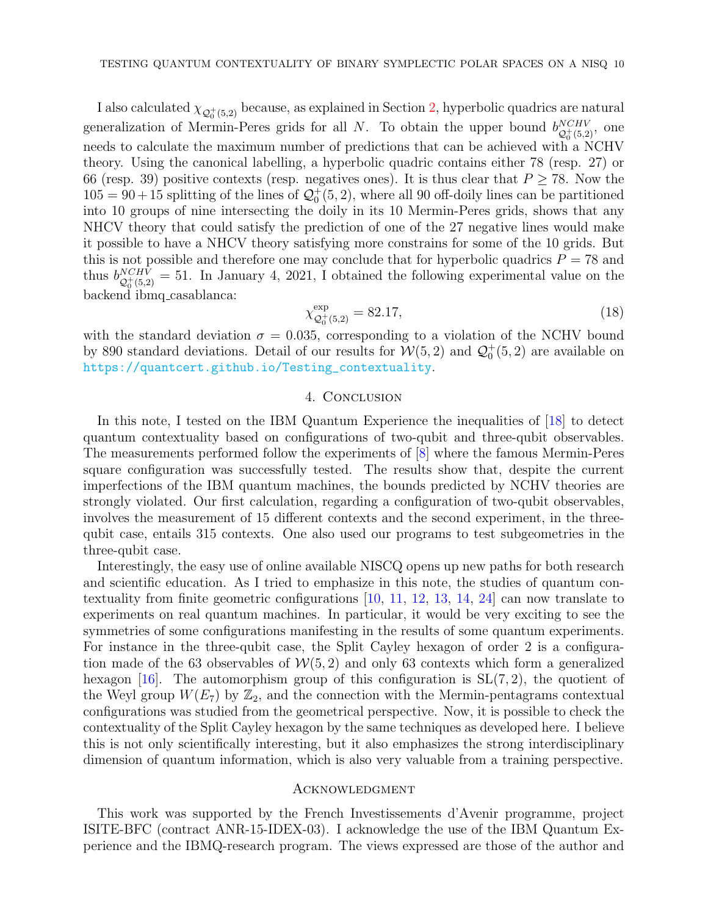I also calculated $\chi_{\mathcal{Q}_0^+(5,2)}$ because, as explained in Section 2, hyperbolic quadrics are natural generalization of Mermin-Peres grids for all $N$. To obtain the upper bound $b^{NCHV}_{\mathcal{Q}_0^+(5,2)}$, one needs to calculate the maximum number of predictions that can be achieved with a NCHV theory. Using the canonical labelling, a hyperbolic quadric contains either 78 (resp. 27) or 66 (resp. 39) positive contexts (resp. negatives ones). It is thus clear that $P \geq 78$. Now the $105 = 90 + 15$ splitting of the lines of $\mathcal{Q}_0^+(5,2)$, where all 90 off-doily lines can be partitioned into 10 groups of nine intersecting the doily in its 10 Mermin-Peres grids, shows that any NHCV theory that could satisfy the prediction of one of the 27 negative lines would make it possible to have a NHCV theory satisfying more constrains for some of the 10 grids. But this is not possible and therefore one may conclude that for hyperbolic quadrics $P = 78$ and thus $b^{NCHV}_{\mathcal{Q}_0^+(5,2)} = 51$. In January 4, 2021, I obtained the following experimental value on the backend ibmq_casablanca:

$$\chi^{\text{exp}}_{\mathcal{Q}_0^+(5,2)} = 82.17, \tag{18}$$

with the standard deviation $\sigma = 0.035$, corresponding to a violation of the NCHV bound by 890 standard deviations. Detail of our results for $\mathcal{W}(5,2)$ and $\mathcal{Q}_0^+(5,2)$ are available on https://quantcert.github.io/Testing_contextuality.

## 4. Conclusion

In this note, I tested on the IBM Quantum Experience the inequalities of [18] to detect quantum contextuality based on configurations of two-qubit and three-qubit observables. The measurements performed follow the experiments of [8] where the famous Mermin-Peres square configuration was successfully tested. The results show that, despite the current imperfections of the IBM quantum machines, the bounds predicted by NCHV theories are strongly violated. Our first calculation, regarding a configuration of two-qubit observables, involves the measurement of 15 different contexts and the second experiment, in the three-qubit case, entails 315 contexts. One also used our programs to test subgeometries in the three-qubit case.

Interestingly, the easy use of online available NISCQ opens up new paths for both research and scientific education. As I tried to emphasize in this note, the studies of quantum contextuality from finite geometric configurations [10, 11, 12, 13, 14, 24] can now translate to experiments on real quantum machines. In particular, it would be very exciting to see the symmetries of some configurations manifesting in the results of some quantum experiments. For instance in the three-qubit case, the Split Cayley hexagon of order 2 is a configuration made of the 63 observables of $\mathcal{W}(5,2)$ and only 63 contexts which form a generalized hexagon [16]. The automorphism group of this configuration is $\text{SL}(7,2)$, the quotient of the Weyl group $W(E_7)$ by $\mathbb{Z}_2$, and the connection with the Mermin-pentagrams contextual configurations was studied from the geometrical perspective. Now, it is possible to check the contextuality of the Split Cayley hexagon by the same techniques as developed here. I believe this is not only scientifically interesting, but it also emphasizes the strong interdisciplinary dimension of quantum information, which is also very valuable from a training perspective.

## Acknowledgment

This work was supported by the French Investissements d'Avenir programme, project ISITE-BFC (contract ANR-15-IDEX-03). I acknowledge the use of the IBM Quantum Experience and the IBMQ-research program. The views expressed are those of the author and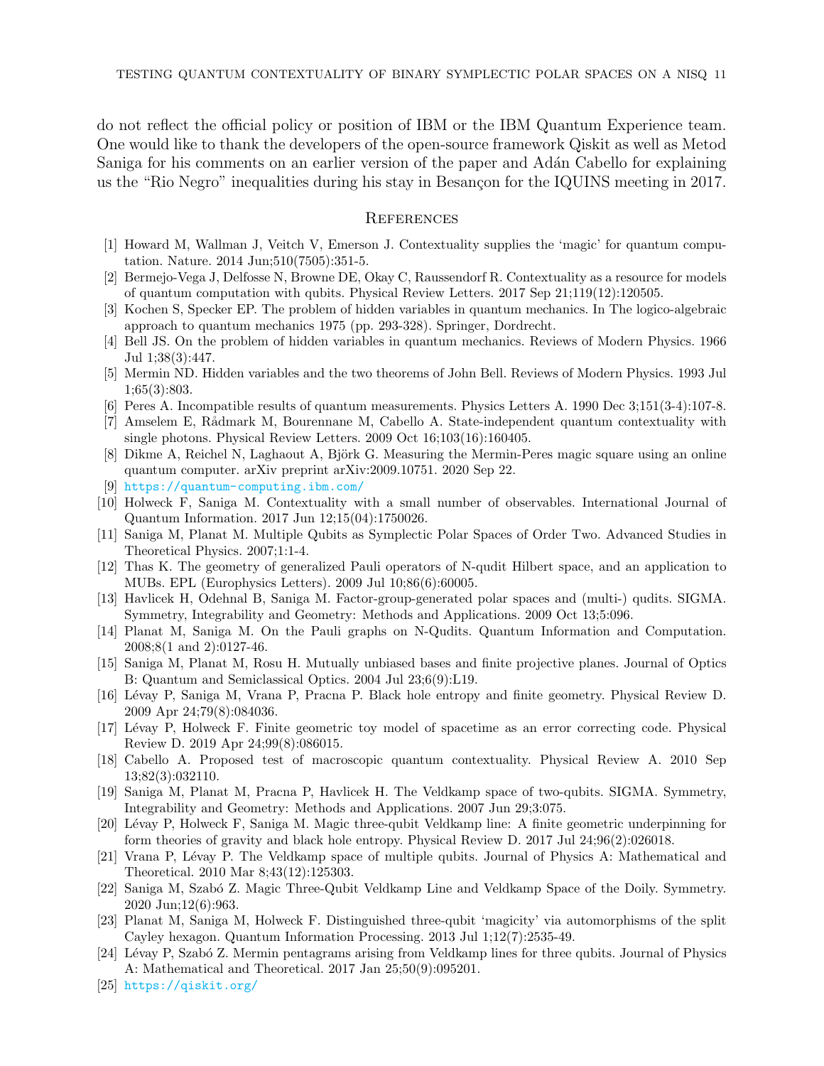do not reflect the official policy or position of IBM or the IBM Quantum Experience team. One would like to thank the developers of the open-source framework Qiskit as well as Metod Saniga for his comments on an earlier version of the paper and Adán Cabello for explaining us the “Rio Negro” inequalities during his stay in Besançon for the IQUINS meeting in 2017.

## References

[1] Howard M, Wallman J, Veitch V, Emerson J. Contextuality supplies the ‘magic’ for quantum computation. Nature. 2014 Jun;510(7505):351-5.

[2] Bermejo-Vega J, Delfosse N, Browne DE, Okay C, Raussendorf R. Contextuality as a resource for models of quantum computation with qubits. Physical Review Letters. 2017 Sep 21;119(12):120505.

[3] Kochen S, Specker EP. The problem of hidden variables in quantum mechanics. In The logico-algebraic approach to quantum mechanics 1975 (pp. 293-328). Springer, Dordrecht.

[4] Bell JS. On the problem of hidden variables in quantum mechanics. Reviews of Modern Physics. 1966 Jul 1;38(3):447.

[5] Mermin ND. Hidden variables and the two theorems of John Bell. Reviews of Modern Physics. 1993 Jul 1;65(3):803.

[6] Peres A. Incompatible results of quantum measurements. Physics Letters A. 1990 Dec 3;151(3-4):107-8.

[7] Amselem E, Rådmark M, Bourennane M, Cabello A. State-independent quantum contextuality with single photons. Physical Review Letters. 2009 Oct 16;103(16):160405.

[8] Dikme A, Reichel N, Laghaout A, Björk G. Measuring the Mermin-Peres magic square using an online quantum computer. arXiv preprint arXiv:2009.10751. 2020 Sep 22.

[9] https://quantum-computing.ibm.com/

[10] Holweck F, Saniga M. Contextuality with a small number of observables. International Journal of Quantum Information. 2017 Jun 12;15(04):1750026.

[11] Saniga M, Planat M. Multiple Qubits as Symplectic Polar Spaces of Order Two. Advanced Studies in Theoretical Physics. 2007;1:1-4.

[12] Thas K. The geometry of generalized Pauli operators of N-qudit Hilbert space, and an application to MUBs. EPL (Europhysics Letters). 2009 Jul 10;86(6):60005.

[13] Havlicek H, Odehnal B, Saniga M. Factor-group-generated polar spaces and (multi-) qudits. SIGMA. Symmetry, Integrability and Geometry: Methods and Applications. 2009 Oct 13;5:096.

[14] Planat M, Saniga M. On the Pauli graphs on N-Qudits. Quantum Information and Computation. 2008;8(1 and 2):0127-46.

[15] Saniga M, Planat M, Rosu H. Mutually unbiased bases and finite projective planes. Journal of Optics B: Quantum and Semiclassical Optics. 2004 Jul 23;6(9):L19.

[16] Lévay P, Saniga M, Vrana P, Pracna P. Black hole entropy and finite geometry. Physical Review D. 2009 Apr 24;79(8):084036.

[17] Lévay P, Holweck F. Finite geometric toy model of spacetime as an error correcting code. Physical Review D. 2019 Apr 24;99(8):086015.

[18] Cabello A. Proposed test of macroscopic quantum contextuality. Physical Review A. 2010 Sep 13;82(3):032110.

[19] Saniga M, Planat M, Pracna P, Havlicek H. The Veldkamp space of two-qubits. SIGMA. Symmetry, Integrability and Geometry: Methods and Applications. 2007 Jun 29;3:075.

[20] Lévay P, Holweck F, Saniga M. Magic three-qubit Veldkamp line: A finite geometric underpinning for form theories of gravity and black hole entropy. Physical Review D. 2017 Jul 24;96(2):026018.

[21] Vrana P, Lévay P. The Veldkamp space of multiple qubits. Journal of Physics A: Mathematical and Theoretical. 2010 Mar 8;43(12):125303.

[22] Saniga M, Szabó Z. Magic Three-Qubit Veldkamp Line and Veldkamp Space of the Doily. Symmetry. 2020 Jun;12(6):963.

[23] Planat M, Saniga M, Holweck F. Distinguished three-qubit ‘magicity’ via automorphisms of the split Cayley hexagon. Quantum Information Processing. 2013 Jul 1;12(7):2535-49.

[24] Lévay P, Szabó Z. Mermin pentagrams arising from Veldkamp lines for three qubits. Journal of Physics A: Mathematical and Theoretical. 2017 Jan 25;50(9):095201.

[25] https://qiskit.org/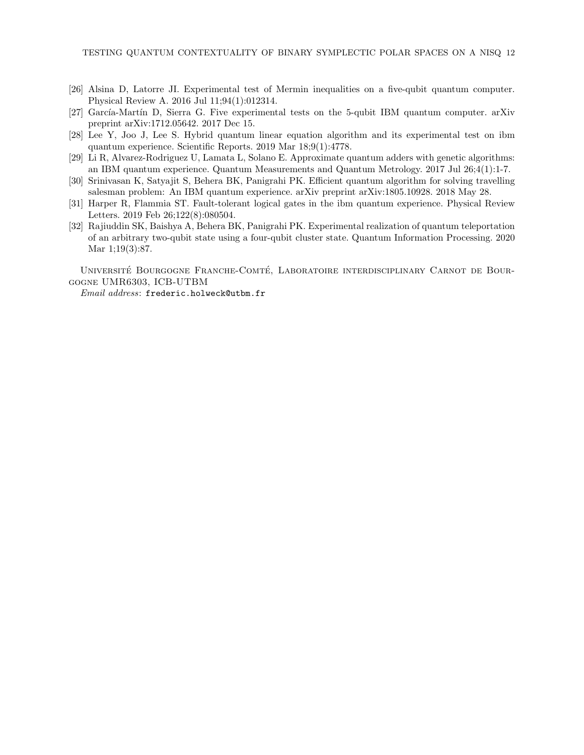[26] Alsina D, Latorre JI. Experimental test of Mermin inequalities on a five-qubit quantum computer. Physical Review A. 2016 Jul 11;94(1):012314.

[27] García-Martín D, Sierra G. Five experimental tests on the 5-qubit IBM quantum computer. arXiv preprint arXiv:1712.05642. 2017 Dec 15.

[28] Lee Y, Joo J, Lee S. Hybrid quantum linear equation algorithm and its experimental test on ibm quantum experience. Scientific Reports. 2019 Mar 18;9(1):4778.

[29] Li R, Alvarez-Rodriguez U, Lamata L, Solano E. Approximate quantum adders with genetic algorithms: an IBM quantum experience. Quantum Measurements and Quantum Metrology. 2017 Jul 26;4(1):1-7.

[30] Srinivasan K, Satyajit S, Behera BK, Panigrahi PK. Efficient quantum algorithm for solving travelling salesman problem: An IBM quantum experience. arXiv preprint arXiv:1805.10928. 2018 May 28.

[31] Harper R, Flammia ST. Fault-tolerant logical gates in the ibm quantum experience. Physical Review Letters. 2019 Feb 26;122(8):080504.

[32] Rajiuddin SK, Baishya A, Behera BK, Panigrahi PK. Experimental realization of quantum teleportation of an arbitrary two-qubit state using a four-qubit cluster state. Quantum Information Processing. 2020 Mar 1;19(3):87.

Université Bourgogne Franche-Comté, Laboratoire interdisciplinary Carnot de Bourgogne UMR6303, ICB-UTBM

*Email address*: frederic.holweck@utbm.fr